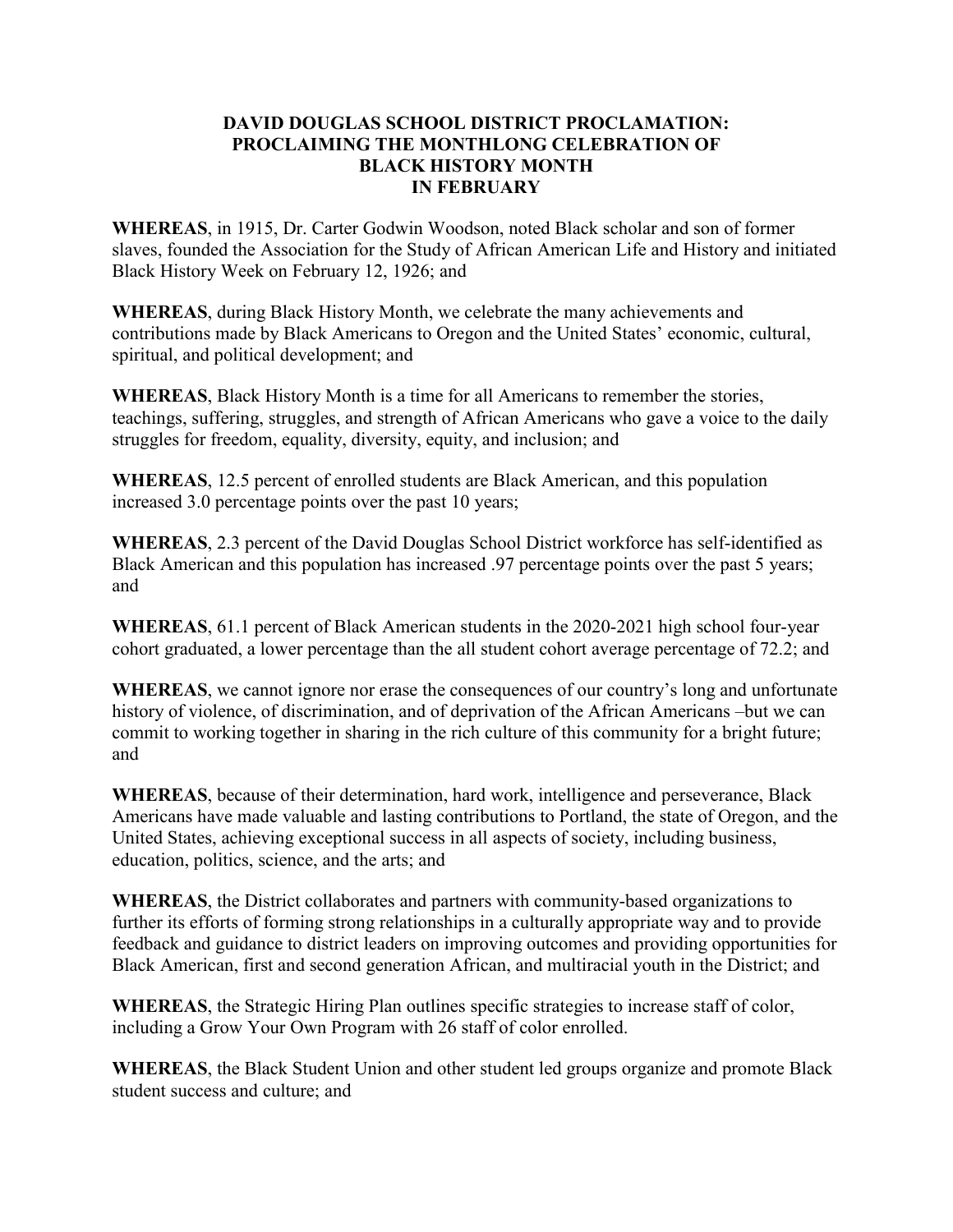# DAVID DOUGLAS SCHOOL DISTRICT PROCLAMATION: PROCLAIMING THE MONTHLONG CELEBRATION OF BLACK HISTORY MONTH IN FEBRUARY

**WHEREAS**, in 1915, Dr. Carter Godwin Woodson, noted Black scholar and son of former slaves, founded the Association for the Study of African American Life and History and initiated Black History Week on February 12, 1926; and

**WHEREAS**, during Black History Month, we celebrate the many achievements and contributions made by Black Americans to Oregon and the United States' economic, cultural, spiritual, and political development; and

**WHEREAS**, Black History Month is a time for all Americans to remember the stories, teachings, suffering, struggles, and strength of African Americans who gave a voice to the daily struggles for freedom, equality, diversity, equity, and inclusion; and

**WHEREAS**, 12.5 percent of enrolled students are Black American, and this population increased 3.0 percentage points over the past 10 years;

**WHEREAS**, 2.3 percent of the David Douglas School District workforce has self-identified as Black American and this population has increased .97 percentage points over the past 5 years; and

**WHEREAS**, 61.1 percent of Black American students in the 2020-2021 high school four-year cohort graduated, a lower percentage than the all student cohort average percentage of 72.2; and

**WHEREAS**, we cannot ignore nor erase the consequences of our country's long and unfortunate history of violence, of discrimination, and of deprivation of the African Americans –but we can commit to working together in sharing in the rich culture of this community for a bright future; and

**WHEREAS**, because of their determination, hard work, intelligence and perseverance, Black Americans have made valuable and lasting contributions to Portland, the state of Oregon, and the United States, achieving exceptional success in all aspects of society, including business, education, politics, science, and the arts; and

**WHEREAS**, the District collaborates and partners with community-based organizations to further its efforts of forming strong relationships in a culturally appropriate way and to provide feedback and guidance to district leaders on improving outcomes and providing opportunities for Black American, first and second generation African, and multiracial youth in the District; and

**WHEREAS**, the Strategic Hiring Plan outlines specific strategies to increase staff of color, including a Grow Your Own Program with 26 staff of color enrolled.

**WHEREAS**, the Black Student Union and other student led groups organize and promote Black student success and culture; and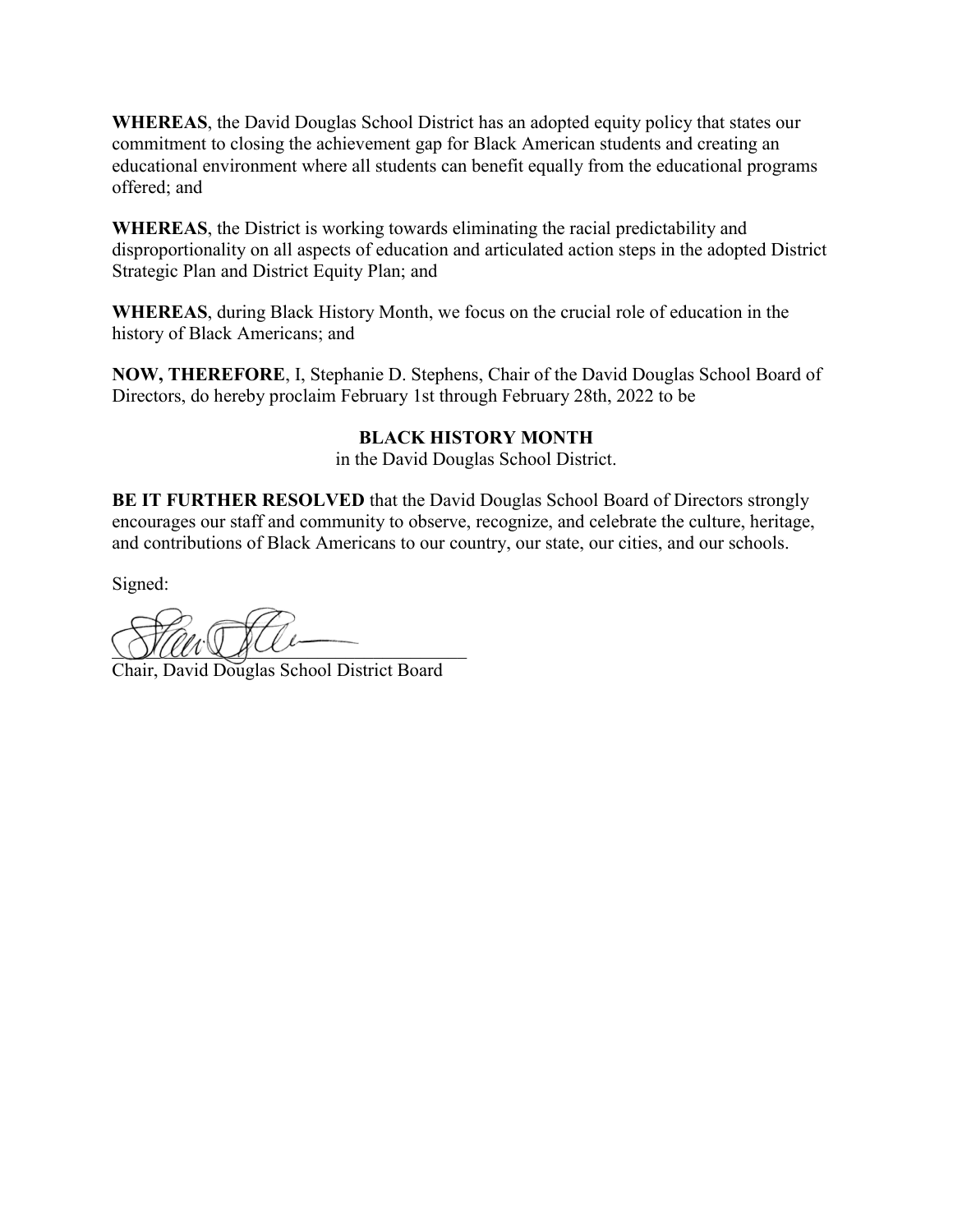**WHEREAS**, the David Douglas School District has an adopted equity policy that states our commitment to closing the achievement gap for Black American students and creating an educational environment where all students can benefit equally from the educational programs offered; and

**WHEREAS**, the District is working towards eliminating the racial predictability and disproportionality on all aspects of education and articulated action steps in the adopted District Strategic Plan and District Equity Plan; and

**WHEREAS**, during Black History Month, we focus on the crucial role of education in the history of Black Americans; and

**NOW, THEREFORE**, I, Stephanie D. Stephens, Chair of the David Douglas School Board of Directors, do hereby proclaim February 1st through February 28th, 2022 to be

**BLACK HISTORY MONTH**

in the David Douglas School District.

**BE IT FURTHER RESOLVED** that the David Douglas School Board of Directors strongly encourages our staff and community to observe, recognize, and celebrate the culture, heritage, and contributions of Black Americans to our country, our state, our cities, and our schools.

Signed:

\_\_\_\_\_\_\_\_\_\_\_\_\_\_\_\_\_\_\_\_\_\_\_\_\_\_\_\_\_\_\_\_\_\_\_\_\_\_\_\_

Chair, David Douglas School District Board